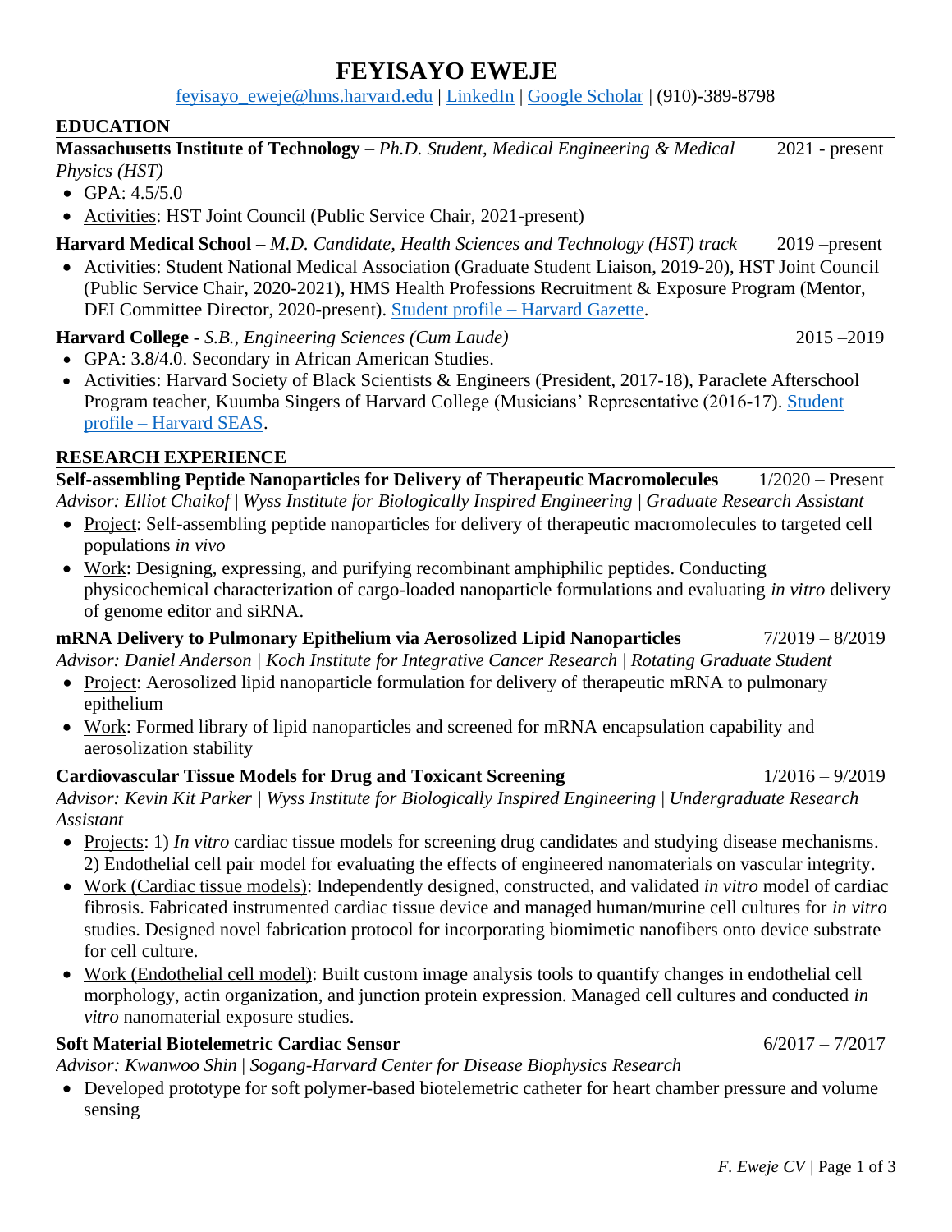# FEYISAYO EWEJE

feyisayo_eweje@hms.harvard.edu | LinkedIn | Google Scholar | (910)-389-8798

## EDUCATION

**Massachusetts Institute of Technology** – *Ph.D. Student, Medical Engineering & Medical Physics (HST)* 2021 - present

- GPA: 4.5/5.0
- Activities: HST Joint Council (Public Service Chair, 2021-present)

**Harvard Medical School –** *M.D. Candidate, Health Sciences and Technology (HST) track* 2019 –present

- Activities: Student National Medical Association (Graduate Student Liaison, 2019-20), HST Joint Council (Public Service Chair, 2020-2021), HMS Health Professions Recruitment & Exposure Program (Mentor, DEI Committee Director, 2020-present). Student profile – Harvard Gazette.

**Harvard College -** *S.B., Engineering Sciences (Cum Laude)* 2015 –2019

- GPA: 3.8/4.0. Secondary in African American Studies.
- Activities: Harvard Society of Black Scientists & Engineers (President, 2017-18), Paraclete Afterschool Program teacher, Kuumba Singers of Harvard College (Musicians' Representative (2016-17). Student profile – Harvard SEAS.

## RESEARCH EXPERIENCE

**Self-assembling Peptide Nanoparticles for Delivery of Therapeutic Macromolecules** 1/2020 – Present

*Advisor: Elliot Chaikof | Wyss Institute for Biologically Inspired Engineering | Graduate Research Assistant*

- Project: Self-assembling peptide nanoparticles for delivery of therapeutic macromolecules to targeted cell populations *in vivo*
- Work: Designing, expressing, and purifying recombinant amphiphilic peptides. Conducting physicochemical characterization of cargo-loaded nanoparticle formulations and evaluating *in vitro* delivery of genome editor and siRNA.

**mRNA Delivery to Pulmonary Epithelium via Aerosolized Lipid Nanoparticles** 7/2019 – 8/2019

*Advisor: Daniel Anderson | Koch Institute for Integrative Cancer Research | Rotating Graduate Student*

- Project: Aerosolized lipid nanoparticle formulation for delivery of therapeutic mRNA to pulmonary epithelium
- Work: Formed library of lipid nanoparticles and screened for mRNA encapsulation capability and aerosolization stability

**Cardiovascular Tissue Models for Drug and Toxicant Screening** 1/2016 – 9/2019

*Advisor: Kevin Kit Parker | Wyss Institute for Biologically Inspired Engineering | Undergraduate Research Assistant*

- Projects: 1) *In vitro* cardiac tissue models for screening drug candidates and studying disease mechanisms. 2) Endothelial cell pair model for evaluating the effects of engineered nanomaterials on vascular integrity.
- Work (Cardiac tissue models): Independently designed, constructed, and validated *in vitro* model of cardiac fibrosis. Fabricated instrumented cardiac tissue device and managed human/murine cell cultures for *in vitro* studies. Designed novel fabrication protocol for incorporating biomimetic nanofibers onto device substrate for cell culture.
- Work (Endothelial cell model): Built custom image analysis tools to quantify changes in endothelial cell morphology, actin organization, and junction protein expression. Managed cell cultures and conducted *in vitro* nanomaterial exposure studies.

**Soft Material Biotelemetric Cardiac Sensor** 6/2017 – 7/2017

*Advisor: Kwanwoo Shin | Sogang-Harvard Center for Disease Biophysics Research*

- Developed prototype for soft polymer-based biotelemetric catheter for heart chamber pressure and volume sensing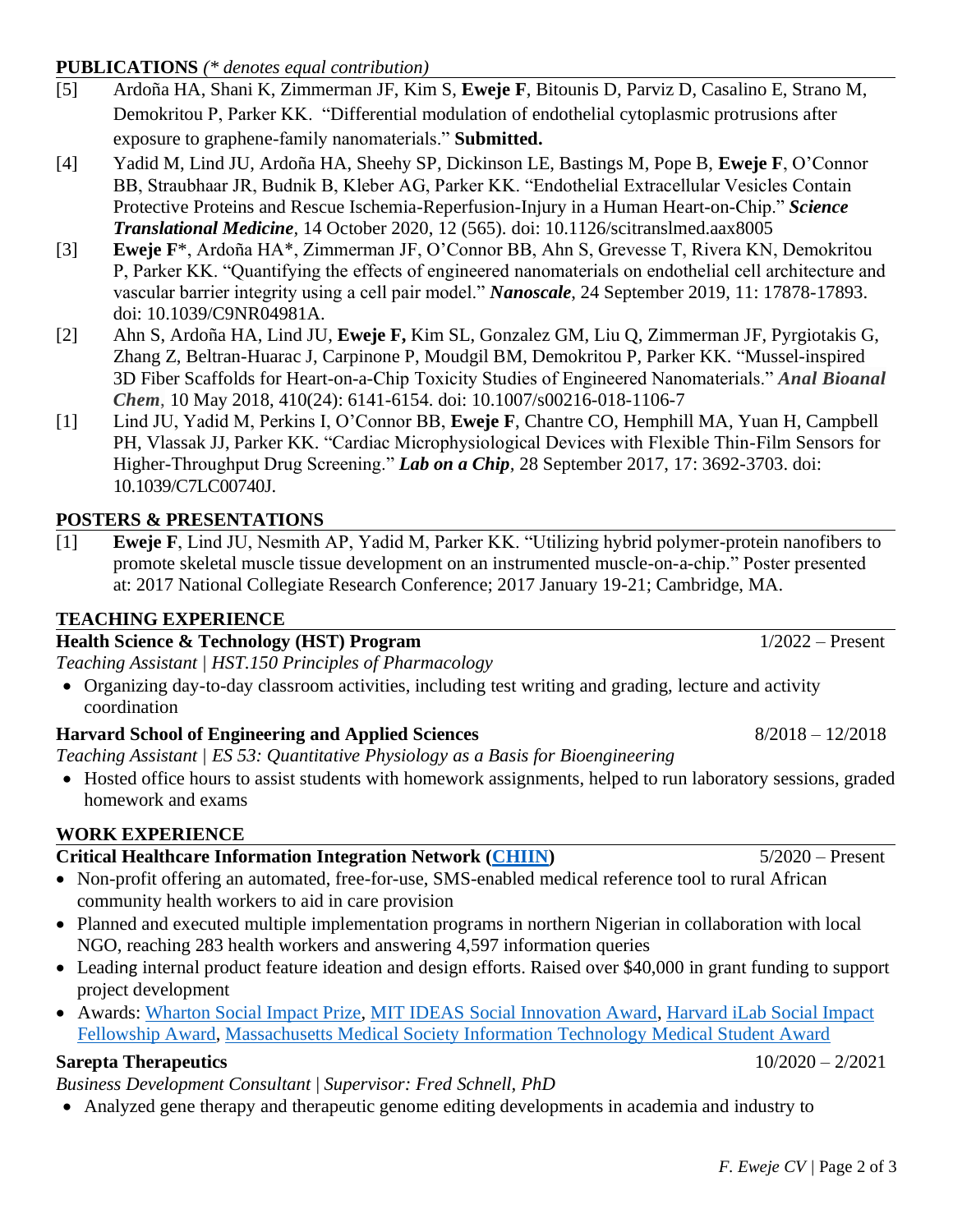## PUBLICATIONS *(* denotes equal contribution)*

[5] Ardoña HA, Shani K, Zimmerman JF, Kim S, **Eweje F**, Bitounis D, Parviz D, Casalino E, Strano M, Demokritou P, Parker KK. "Differential modulation of endothelial cytoplasmic protrusions after exposure to graphene-family nanomaterials." **Submitted.**

[4] Yadid M, Lind JU, Ardoña HA, Sheehy SP, Dickinson LE, Bastings M, Pope B, **Eweje F**, O'Connor BB, Straubhaar JR, Budnik B, Kleber AG, Parker KK. "Endothelial Extracellular Vesicles Contain Protective Proteins and Rescue Ischemia-Reperfusion-Injury in a Human Heart-on-Chip." ***Science Translational Medicine***, 14 October 2020, 12 (565). doi: 10.1126/scitranslmed.aax8005

[3] **Eweje F**\*, Ardoña HA\*, Zimmerman JF, O'Connor BB, Ahn S, Grevesse T, Rivera KN, Demokritou P, Parker KK. "Quantifying the effects of engineered nanomaterials on endothelial cell architecture and vascular barrier integrity using a cell pair model." ***Nanoscale***, 24 September 2019, 11: 17878-17893. doi: 10.1039/C9NR04981A.

[2] Ahn S, Ardoña HA, Lind JU, **Eweje F,** Kim SL, Gonzalez GM, Liu Q, Zimmerman JF, Pyrgiotakis G, Zhang Z, Beltran-Huarac J, Carpinone P, Moudgil BM, Demokritou P, Parker KK. "Mussel-inspired 3D Fiber Scaffolds for Heart-on-a-Chip Toxicity Studies of Engineered Nanomaterials." ***Anal Bioanal Chem***, 10 May 2018, 410(24): 6141-6154. doi: 10.1007/s00216-018-1106-7

[1] Lind JU, Yadid M, Perkins I, O'Connor BB, **Eweje F**, Chantre CO, Hemphill MA, Yuan H, Campbell PH, Vlassak JJ, Parker KK. "Cardiac Microphysiological Devices with Flexible Thin-Film Sensors for Higher-Throughput Drug Screening." ***Lab on a Chip***, 28 September 2017, 17: 3692-3703. doi: 10.1039/C7LC00740J.

## POSTERS & PRESENTATIONS

[1] **Eweje F**, Lind JU, Nesmith AP, Yadid M, Parker KK. "Utilizing hybrid polymer-protein nanofibers to promote skeletal muscle tissue development on an instrumented muscle-on-a-chip." Poster presented at: 2017 National Collegiate Research Conference; 2017 January 19-21; Cambridge, MA.

## TEACHING EXPERIENCE

**Health Science & Technology (HST) Program** 1/2022 – Present

*Teaching Assistant | HST.150 Principles of Pharmacology*

- Organizing day-to-day classroom activities, including test writing and grading, lecture and activity coordination

**Harvard School of Engineering and Applied Sciences** 8/2018 – 12/2018

*Teaching Assistant | ES 53: Quantitative Physiology as a Basis for Bioengineering*

- Hosted office hours to assist students with homework assignments, helped to run laboratory sessions, graded homework and exams

## WORK EXPERIENCE

**Critical Healthcare Information Integration Network (CHIIN)** 5/2020 – Present

- Non-profit offering an automated, free-for-use, SMS-enabled medical reference tool to rural African community health workers to aid in care provision
- Planned and executed multiple implementation programs in northern Nigerian in collaboration with local NGO, reaching 283 health workers and answering 4,597 information queries
- Leading internal product feature ideation and design efforts. Raised over $40,000 in grant funding to support project development
- Awards: Wharton Social Impact Prize, MIT IDEAS Social Innovation Award, Harvard iLab Social Impact Fellowship Award, Massachusetts Medical Society Information Technology Medical Student Award

**Sarepta Therapeutics** 10/2020 – 2/2021

*Business Development Consultant | Supervisor: Fred Schnell, PhD*

- Analyzed gene therapy and therapeutic genome editing developments in academia and industry to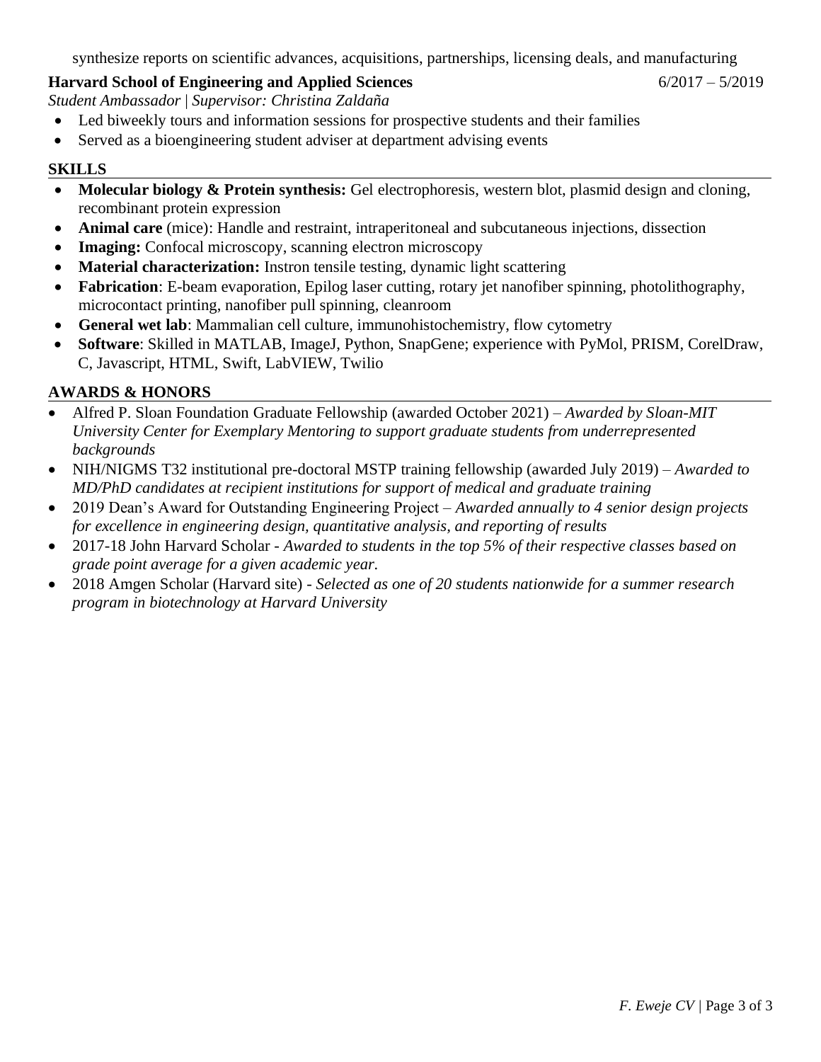synthesize reports on scientific advances, acquisitions, partnerships, licensing deals, and manufacturing

**Harvard School of Engineering and Applied Sciences** 6/2017 – 5/2019
*Student Ambassador | Supervisor: Christina Zaldaña*

- Led biweekly tours and information sessions for prospective students and their families
- Served as a bioengineering student adviser at department advising events

## SKILLS

- **Molecular biology & Protein synthesis:** Gel electrophoresis, western blot, plasmid design and cloning, recombinant protein expression
- **Animal care** (mice): Handle and restraint, intraperitoneal and subcutaneous injections, dissection
- **Imaging:** Confocal microscopy, scanning electron microscopy
- **Material characterization:** Instron tensile testing, dynamic light scattering
- **Fabrication**: E-beam evaporation, Epilog laser cutting, rotary jet nanofiber spinning, photolithography, microcontact printing, nanofiber pull spinning, cleanroom
- **General wet lab**: Mammalian cell culture, immunohistochemistry, flow cytometry
- **Software**: Skilled in MATLAB, ImageJ, Python, SnapGene; experience with PyMol, PRISM, CorelDraw, C, Javascript, HTML, Swift, LabVIEW, Twilio

## AWARDS & HONORS

- Alfred P. Sloan Foundation Graduate Fellowship (awarded October 2021) – *Awarded by Sloan-MIT University Center for Exemplary Mentoring to support graduate students from underrepresented backgrounds*
- NIH/NIGMS T32 institutional pre-doctoral MSTP training fellowship (awarded July 2019) – *Awarded to MD/PhD candidates at recipient institutions for support of medical and graduate training*
- 2019 Dean's Award for Outstanding Engineering Project – *Awarded annually to 4 senior design projects for excellence in engineering design, quantitative analysis, and reporting of results*
- 2017-18 John Harvard Scholar - *Awarded to students in the top 5% of their respective classes based on grade point average for a given academic year.*
- 2018 Amgen Scholar (Harvard site) - *Selected as one of 20 students nationwide for a summer research program in biotechnology at Harvard University*